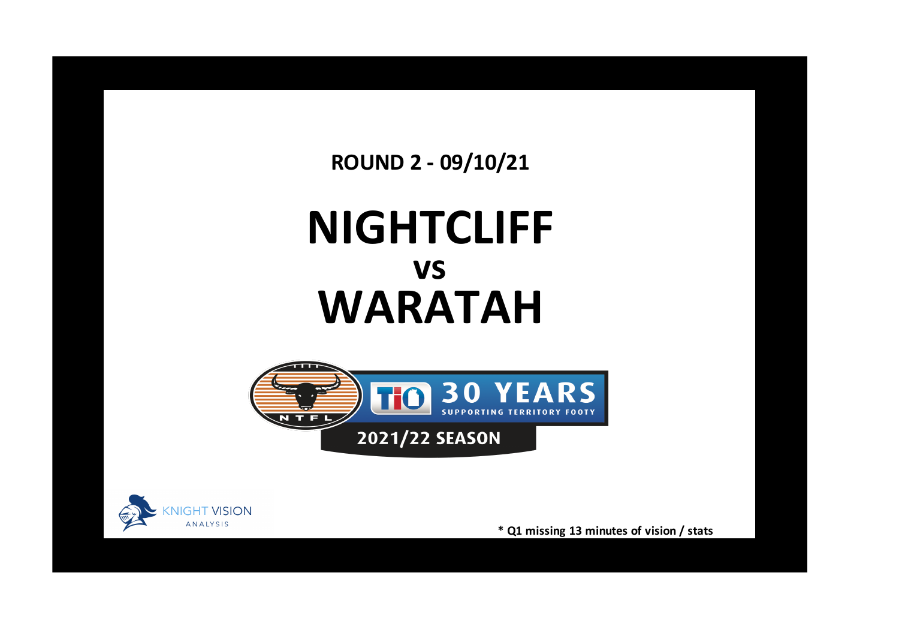**ROUND 2 - 09/10/21**

# NIGHTCLIFF
## vs
# WARATAH

2021/22 SEASON

KNIGHT VISION ANALYSIS

**\* Q1 missing 13 minutes of vision / stats**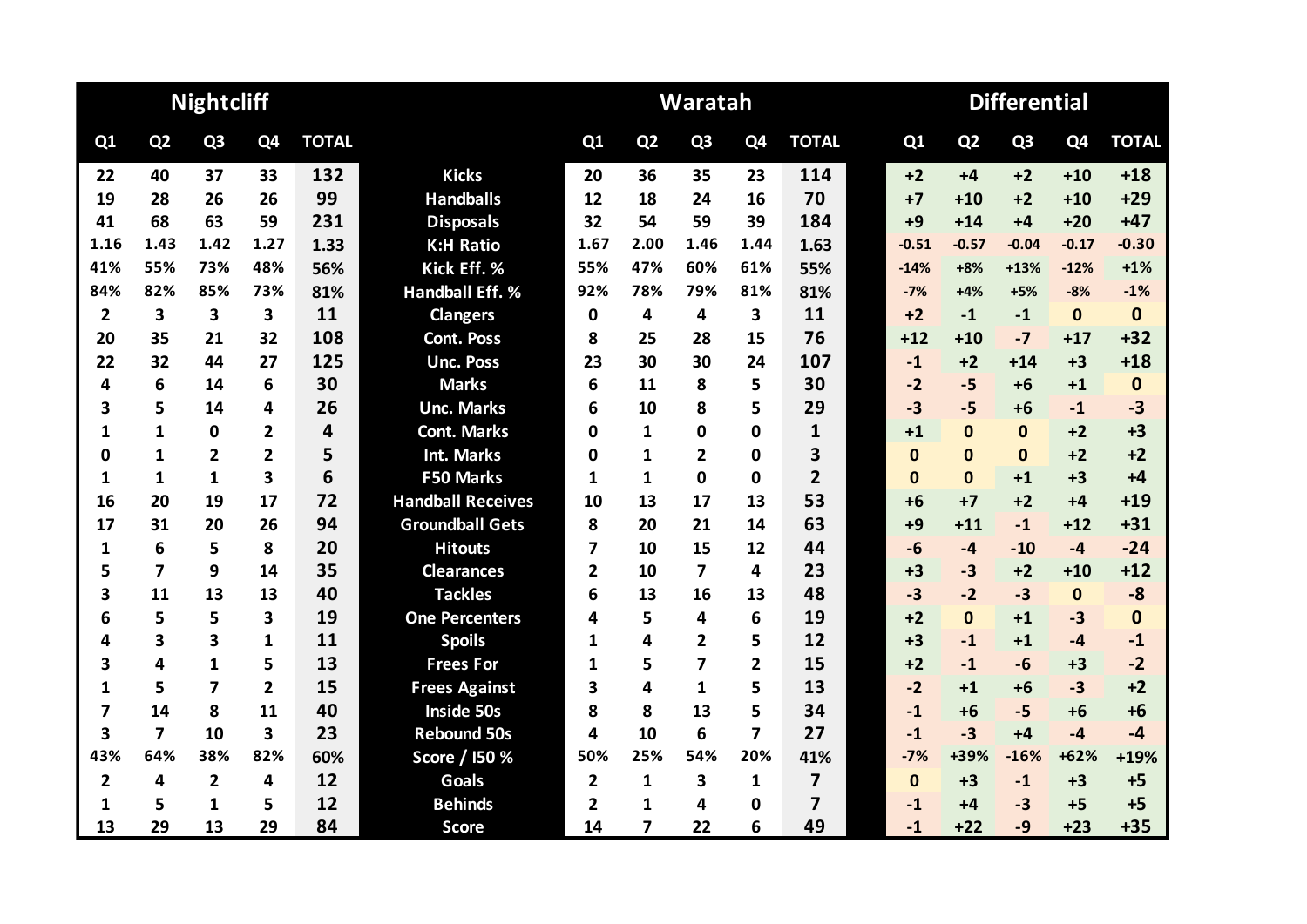| Nightcliff | | | | | | Waratah | | | | | Differential | | | | |
|---|---|---|---|---|---|---|---|---|---|---|---|---|---|---|---|
| Q1 | Q2 | Q3 | Q4 | TOTAL | | Q1 | Q2 | Q3 | Q4 | TOTAL | Q1 | Q2 | Q3 | Q4 | TOTAL |
| 22 | 40 | 37 | 33 | 132 | Kicks | 20 | 36 | 35 | 23 | 114 | +2 | +4 | +2 | +10 | +18 |
| 19 | 28 | 26 | 26 | 99 | Handballs | 12 | 18 | 24 | 16 | 70 | +7 | +10 | +2 | +10 | +29 |
| 41 | 68 | 63 | 59 | 231 | Disposals | 32 | 54 | 59 | 39 | 184 | +9 | +14 | +4 | +20 | +47 |
| 1.16 | 1.43 | 1.42 | 1.27 | 1.33 | K:H Ratio | 1.67 | 2.00 | 1.46 | 1.44 | 1.63 | -0.51 | -0.57 | -0.04 | -0.17 | -0.30 |
| 41% | 55% | 73% | 48% | 56% | Kick Eff. % | 55% | 47% | 60% | 61% | 55% | -14% | +8% | +13% | -12% | +1% |
| 84% | 82% | 85% | 73% | 81% | Handball Eff. % | 92% | 78% | 79% | 81% | 81% | -7% | +4% | +5% | -8% | -1% |
| 2 | 3 | 3 | 3 | 11 | Clangers | 0 | 4 | 4 | 3 | 11 | +2 | -1 | -1 | 0 | 0 |
| 20 | 35 | 21 | 32 | 108 | Cont. Poss | 8 | 25 | 28 | 15 | 76 | +12 | +10 | -7 | +17 | +32 |
| 22 | 32 | 44 | 27 | 125 | Unc. Poss | 23 | 30 | 30 | 24 | 107 | -1 | +2 | +14 | +3 | +18 |
| 4 | 6 | 14 | 6 | 30 | Marks | 6 | 11 | 8 | 5 | 30 | -2 | -5 | +6 | +1 | 0 |
| 3 | 5 | 14 | 4 | 26 | Unc. Marks | 6 | 10 | 8 | 5 | 29 | -3 | -5 | +6 | -1 | -3 |
| 1 | 1 | 0 | 2 | 4 | Cont. Marks | 0 | 1 | 0 | 0 | 1 | +1 | 0 | 0 | +2 | +3 |
| 0 | 1 | 2 | 2 | 5 | Int. Marks | 0 | 1 | 2 | 0 | 3 | 0 | 0 | 0 | +2 | +2 |
| 1 | 1 | 1 | 3 | 6 | F50 Marks | 1 | 1 | 0 | 0 | 2 | 0 | 0 | +1 | +3 | +4 |
| 16 | 20 | 19 | 17 | 72 | Handball Receives | 10 | 13 | 17 | 13 | 53 | +6 | +7 | +2 | +4 | +19 |
| 17 | 31 | 20 | 26 | 94 | Groundball Gets | 8 | 20 | 21 | 14 | 63 | +9 | +11 | -1 | +12 | +31 |
| 1 | 6 | 5 | 8 | 20 | Hitouts | 7 | 10 | 15 | 12 | 44 | -6 | -4 | -10 | -4 | -24 |
| 5 | 7 | 9 | 14 | 35 | Clearances | 2 | 10 | 7 | 4 | 23 | +3 | -3 | +2 | +10 | +12 |
| 3 | 11 | 13 | 13 | 40 | Tackles | 6 | 13 | 16 | 13 | 48 | -3 | -2 | -3 | 0 | -8 |
| 6 | 5 | 5 | 3 | 19 | One Percenters | 4 | 5 | 4 | 6 | 19 | +2 | 0 | +1 | -3 | 0 |
| 4 | 3 | 3 | 1 | 11 | Spoils | 1 | 4 | 2 | 5 | 12 | +3 | -1 | +1 | -4 | -1 |
| 3 | 4 | 1 | 5 | 13 | Frees For | 1 | 5 | 7 | 2 | 15 | +2 | -1 | -6 | +3 | -2 |
| 1 | 5 | 7 | 2 | 15 | Frees Against | 3 | 4 | 1 | 5 | 13 | -2 | +1 | +6 | -3 | +2 |
| 7 | 14 | 8 | 11 | 40 | Inside 50s | 8 | 8 | 13 | 5 | 34 | -1 | +6 | -5 | +6 | +6 |
| 3 | 7 | 10 | 3 | 23 | Rebound 50s | 4 | 10 | 6 | 7 | 27 | -1 | -3 | +4 | -4 | -4 |
| 43% | 64% | 38% | 82% | 60% | Score / I50 % | 50% | 25% | 54% | 20% | 41% | -7% | +39% | -16% | +62% | +19% |
| 2 | 4 | 2 | 4 | 12 | Goals | 2 | 1 | 3 | 1 | 7 | 0 | +3 | -1 | +3 | +5 |
| 1 | 5 | 1 | 5 | 12 | Behinds | 2 | 1 | 4 | 0 | 7 | -1 | +4 | -3 | +5 | +5 |
| 13 | 29 | 13 | 29 | 84 | Score | 14 | 7 | 22 | 6 | 49 | -1 | +22 | -9 | +23 | +35 |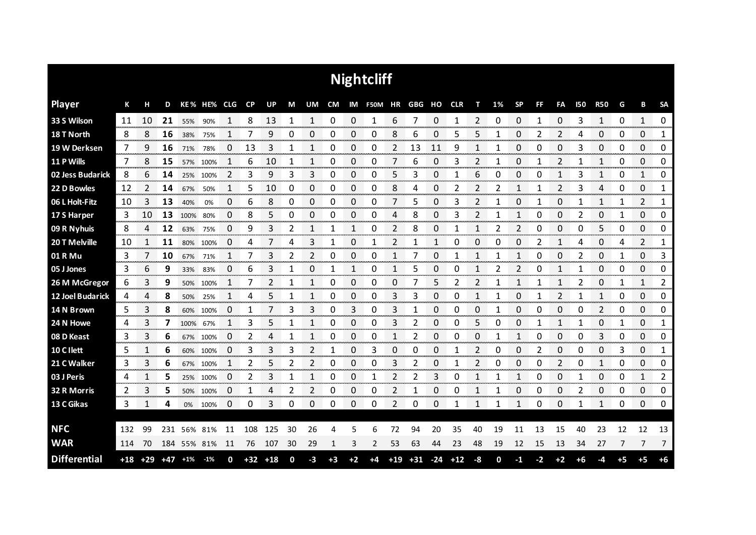## Nightcliff

| Player | K | H | D | KE% | HE% | CLG | CP | UP | M | UM | CM | IM | F50M | HR | GBG | HO | CLR | T | 1% | SP | FF | FA | I50 | R50 | G | B | SA |
|---|---|---|---|---|---|---|---|---|---|---|---|---|---|---|---|---|---|---|---|---|---|---|---|---|---|---|---|
| 33 S Wilson | 11 | 10 | **21** | 55% | 90% | 1 | 8 | 13 | 1 | 1 | 0 | 0 | 1 | 6 | 7 | 0 | 1 | 2 | 0 | 0 | 1 | 0 | 3 | 1 | 0 | 1 | 0 |
| 18 T North | 8 | 8 | **16** | 38% | 75% | 1 | 7 | 9 | 0 | 0 | 0 | 0 | 0 | 8 | 6 | 0 | 5 | 5 | 1 | 0 | 2 | 2 | 4 | 0 | 0 | 0 | 1 |
| 19 W Derksen | 7 | 9 | **16** | 71% | 78% | 0 | 13 | 3 | 1 | 1 | 0 | 0 | 0 | 2 | 13 | 11 | 9 | 1 | 1 | 0 | 0 | 0 | 3 | 0 | 0 | 0 | 0 |
| 11 P Wills | 7 | 8 | **15** | 57% | 100% | 1 | 6 | 10 | 1 | 1 | 0 | 0 | 0 | 7 | 6 | 0 | 3 | 2 | 1 | 0 | 1 | 2 | 1 | 1 | 0 | 0 | 0 |
| 02 Jess Budarick | 8 | 6 | **14** | 25% | 100% | 2 | 3 | 9 | 3 | 3 | 0 | 0 | 0 | 5 | 3 | 0 | 1 | 6 | 0 | 0 | 0 | 1 | 3 | 1 | 0 | 1 | 0 |
| 22 D Bowles | 12 | 2 | **14** | 67% | 50% | 1 | 5 | 10 | 0 | 0 | 0 | 0 | 0 | 8 | 4 | 0 | 2 | 2 | 2 | 1 | 1 | 2 | 3 | 4 | 0 | 0 | 1 |
| 06 L Holt-Fitz | 10 | 3 | **13** | 40% | 0% | 0 | 6 | 8 | 0 | 0 | 0 | 0 | 0 | 7 | 5 | 0 | 3 | 2 | 1 | 0 | 1 | 0 | 1 | 1 | 1 | 2 | 1 |
| 17 S Harper | 3 | 10 | **13** | 100% | 80% | 0 | 8 | 5 | 0 | 0 | 0 | 0 | 0 | 4 | 8 | 0 | 3 | 2 | 1 | 1 | 0 | 0 | 2 | 0 | 1 | 0 | 0 |
| 09 R Nyhuis | 8 | 4 | **12** | 63% | 75% | 0 | 9 | 3 | 2 | 1 | 1 | 1 | 0 | 2 | 8 | 0 | 1 | 1 | 2 | 2 | 0 | 0 | 0 | 5 | 0 | 0 | 0 |
| 20 T Melville | 10 | 1 | **11** | 80% | 100% | 0 | 4 | 7 | 4 | 3 | 1 | 0 | 1 | 2 | 1 | 1 | 0 | 0 | 0 | 0 | 2 | 1 | 4 | 0 | 4 | 2 | 1 |
| 01 R Mu | 3 | 7 | **10** | 67% | 71% | 1 | 7 | 3 | 2 | 2 | 0 | 0 | 0 | 1 | 7 | 0 | 1 | 1 | 1 | 1 | 0 | 0 | 2 | 0 | 1 | 0 | 3 |
| 05 J Jones | 3 | 6 | **9** | 33% | 83% | 0 | 6 | 3 | 1 | 0 | 1 | 1 | 0 | 1 | 5 | 0 | 0 | 1 | 2 | 2 | 0 | 1 | 1 | 0 | 0 | 0 | 0 |
| 26 M McGregor | 6 | 3 | **9** | 50% | 100% | 1 | 7 | 2 | 1 | 1 | 0 | 0 | 0 | 0 | 7 | 5 | 2 | 2 | 1 | 1 | 1 | 1 | 2 | 0 | 1 | 1 | 2 |
| 12 Joel Budarick | 4 | 4 | **8** | 50% | 25% | 1 | 4 | 5 | 1 | 1 | 0 | 0 | 0 | 3 | 3 | 0 | 0 | 1 | 1 | 0 | 1 | 2 | 1 | 1 | 0 | 0 | 0 |
| 14 N Brown | 5 | 3 | **8** | 60% | 100% | 0 | 1 | 7 | 3 | 3 | 0 | 3 | 0 | 3 | 1 | 0 | 0 | 0 | 1 | 0 | 0 | 0 | 0 | 2 | 0 | 0 | 0 |
| 24 N Howe | 4 | 3 | **7** | 100% | 67% | 1 | 3 | 5 | 1 | 1 | 0 | 0 | 0 | 3 | 2 | 0 | 0 | 5 | 0 | 0 | 1 | 1 | 1 | 0 | 1 | 0 | 1 |
| 08 D Keast | 3 | 3 | **6** | 67% | 100% | 0 | 2 | 4 | 1 | 1 | 0 | 0 | 0 | 1 | 2 | 0 | 0 | 0 | 1 | 1 | 0 | 0 | 0 | 3 | 0 | 0 | 0 |
| 10 C Ilett | 5 | 1 | **6** | 60% | 100% | 0 | 3 | 3 | 3 | 2 | 1 | 0 | 3 | 0 | 0 | 0 | 1 | 2 | 0 | 0 | 2 | 0 | 0 | 0 | 3 | 0 | 1 |
| 21 C Walker | 3 | 3 | **6** | 67% | 100% | 1 | 2 | 5 | 2 | 2 | 0 | 0 | 0 | 3 | 2 | 0 | 1 | 2 | 0 | 0 | 0 | 2 | 0 | 1 | 0 | 0 | 0 |
| 03 J Peris | 4 | 1 | **5** | 25% | 100% | 0 | 2 | 3 | 1 | 1 | 0 | 0 | 1 | 2 | 2 | 3 | 0 | 1 | 1 | 1 | 0 | 0 | 1 | 0 | 0 | 1 | 2 |
| 32 R Morris | 2 | 3 | **5** | 50% | 100% | 0 | 1 | 4 | 2 | 2 | 0 | 0 | 0 | 2 | 1 | 0 | 0 | 1 | 1 | 0 | 0 | 0 | 2 | 0 | 0 | 0 | 0 |
| 13 C Gikas | 3 | 1 | **4** | 0% | 100% | 0 | 0 | 3 | 0 | 0 | 0 | 0 | 0 | 2 | 0 | 0 | 1 | 1 | 1 | 1 | 0 | 0 | 1 | 1 | 0 | 0 | 0 |
| **NFC** | 132 | 99 | 231 | 56% | 81% | 11 | 108 | 125 | 30 | 26 | 4 | 5 | 6 | 72 | 94 | 20 | 35 | 40 | 19 | 11 | 13 | 15 | 40 | 23 | 12 | 12 | 13 |
| **WAR** | 114 | 70 | 184 | 55% | 81% | 11 | 76 | 107 | 30 | 29 | 1 | 3 | 2 | 53 | 63 | 44 | 23 | 48 | 19 | 12 | 15 | 13 | 34 | 27 | 7 | 7 | 7 |
| **Differential** | +18 | +29 | +47 | +1% | -1% | 0 | +32 | +18 | 0 | -3 | +3 | +2 | +4 | +19 | +31 | -24 | +12 | -8 | 0 | -1 | -2 | +2 | +6 | -4 | +5 | +5 | +6 |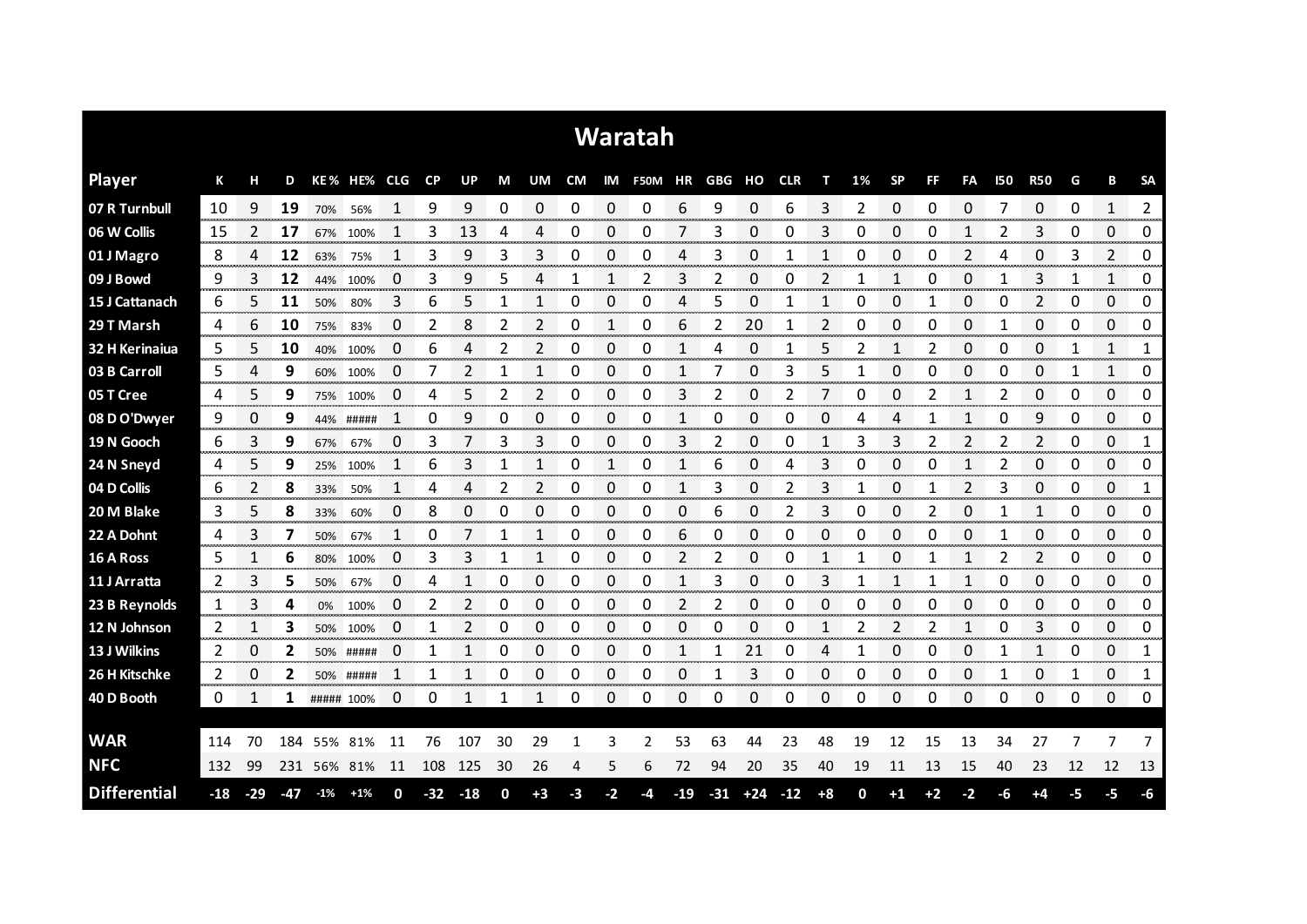# Waratah

| Player | K | H | D | KE% | HE% | CLG | CP | UP | M | UM | CM | IM | F50M | HR | GBG | HO | CLR | T | 1% | SP | FF | FA | I50 | R50 | G | B | SA |
|---|---|---|---|---|---|---|---|---|---|---|---|---|---|---|---|---|---|---|---|---|---|---|---|---|---|---|---|
| 07 R Turnbull | 10 | 9 | **19** | 70% | 56% | 1 | 9 | 9 | 0 | 0 | 0 | 0 | 0 | 6 | 9 | 0 | 6 | 3 | 2 | 0 | 0 | 0 | 7 | 0 | 0 | 1 | 2 |
| 06 W Collis | 15 | 2 | **17** | 67% | 100% | 1 | 3 | 13 | 4 | 4 | 0 | 0 | 0 | 7 | 3 | 0 | 0 | 3 | 0 | 0 | 0 | 1 | 2 | 3 | 0 | 0 | 0 |
| 01 J Magro | 8 | 4 | **12** | 63% | 75% | 1 | 3 | 9 | 3 | 3 | 0 | 0 | 0 | 4 | 3 | 0 | 1 | 1 | 0 | 0 | 0 | 2 | 4 | 0 | 3 | 2 | 0 |
| 09 J Bowd | 9 | 3 | **12** | 44% | 100% | 0 | 3 | 9 | 5 | 4 | 1 | 1 | 2 | 3 | 2 | 0 | 0 | 2 | 1 | 1 | 0 | 0 | 1 | 3 | 1 | 1 | 0 |
| 15 J Cattanach | 6 | 5 | **11** | 50% | 80% | 3 | 6 | 5 | 1 | 1 | 0 | 0 | 0 | 4 | 5 | 0 | 1 | 1 | 0 | 0 | 1 | 0 | 0 | 2 | 0 | 0 | 0 |
| 29 T Marsh | 4 | 6 | **10** | 75% | 83% | 0 | 2 | 8 | 2 | 2 | 0 | 1 | 0 | 6 | 2 | 20 | 1 | 2 | 0 | 0 | 0 | 0 | 1 | 0 | 0 | 0 | 0 |
| 32 H Kerinaiua | 5 | 5 | **10** | 40% | 100% | 0 | 6 | 4 | 2 | 2 | 0 | 0 | 0 | 1 | 4 | 0 | 1 | 5 | 2 | 1 | 2 | 0 | 0 | 0 | 1 | 1 | 1 |
| 03 B Carroll | 5 | 4 | **9** | 60% | 100% | 0 | 7 | 2 | 1 | 1 | 0 | 0 | 0 | 1 | 7 | 0 | 3 | 5 | 1 | 0 | 0 | 0 | 0 | 0 | 1 | 1 | 0 |
| 05 T Cree | 4 | 5 | **9** | 75% | 100% | 0 | 4 | 5 | 2 | 2 | 0 | 0 | 0 | 3 | 2 | 0 | 2 | 7 | 0 | 0 | 2 | 1 | 2 | 0 | 0 | 0 | 0 |
| 08 D O'Dwyer | 9 | 0 | **9** | 44% | ##### | 1 | 0 | 9 | 0 | 0 | 0 | 0 | 0 | 1 | 0 | 0 | 0 | 0 | 4 | 4 | 1 | 1 | 0 | 9 | 0 | 0 | 0 |
| 19 N Gooch | 6 | 3 | **9** | 67% | 67% | 0 | 3 | 7 | 3 | 3 | 0 | 0 | 0 | 3 | 2 | 0 | 0 | 1 | 3 | 3 | 2 | 2 | 2 | 2 | 0 | 0 | 1 |
| 24 N Sneyd | 4 | 5 | **9** | 25% | 100% | 1 | 6 | 3 | 1 | 1 | 0 | 1 | 0 | 1 | 6 | 0 | 4 | 3 | 0 | 0 | 0 | 1 | 2 | 0 | 0 | 0 | 0 |
| 04 D Collis | 6 | 2 | **8** | 33% | 50% | 1 | 4 | 4 | 2 | 2 | 0 | 0 | 0 | 1 | 3 | 0 | 2 | 3 | 1 | 0 | 1 | 2 | 3 | 0 | 0 | 0 | 1 |
| 20 M Blake | 3 | 5 | **8** | 33% | 60% | 0 | 8 | 0 | 0 | 0 | 0 | 0 | 0 | 0 | 6 | 0 | 2 | 3 | 0 | 0 | 2 | 0 | 1 | 1 | 0 | 0 | 0 |
| 22 A Dohnt | 4 | 3 | **7** | 50% | 67% | 1 | 0 | 7 | 1 | 1 | 0 | 0 | 0 | 6 | 0 | 0 | 0 | 0 | 0 | 0 | 0 | 0 | 1 | 0 | 0 | 0 | 0 |
| 16 A Ross | 5 | 1 | **6** | 80% | 100% | 0 | 3 | 3 | 1 | 1 | 0 | 0 | 0 | 2 | 2 | 0 | 0 | 1 | 1 | 0 | 1 | 1 | 2 | 2 | 0 | 0 | 0 |
| 11 J Arratta | 2 | 3 | **5** | 50% | 67% | 0 | 4 | 1 | 0 | 0 | 0 | 0 | 0 | 1 | 3 | 0 | 0 | 3 | 1 | 1 | 1 | 1 | 0 | 0 | 0 | 0 | 0 |
| 23 B Reynolds | 1 | 3 | **4** | 0% | 100% | 0 | 2 | 2 | 0 | 0 | 0 | 0 | 0 | 2 | 2 | 0 | 0 | 0 | 0 | 0 | 0 | 0 | 0 | 0 | 0 | 0 | 0 |
| 12 N Johnson | 2 | 1 | **3** | 50% | 100% | 0 | 1 | 2 | 0 | 0 | 0 | 0 | 0 | 0 | 0 | 0 | 0 | 1 | 2 | 2 | 2 | 1 | 0 | 3 | 0 | 0 | 0 |
| 13 J Wilkins | 2 | 0 | **2** | 50% | ##### | 0 | 1 | 1 | 0 | 0 | 0 | 0 | 0 | 1 | 1 | 21 | 0 | 4 | 1 | 0 | 0 | 0 | 1 | 1 | 0 | 0 | 1 |
| 26 H Kitschke | 2 | 0 | **2** | 50% | ##### | 1 | 1 | 1 | 0 | 0 | 0 | 0 | 0 | 0 | 1 | 3 | 0 | 0 | 0 | 0 | 0 | 0 | 1 | 0 | 1 | 0 | 1 |
| 40 D Booth | 0 | 1 | **1** | ##### | 100% | 0 | 0 | 1 | 1 | 1 | 0 | 0 | 0 | 0 | 0 | 0 | 0 | 0 | 0 | 0 | 0 | 0 | 0 | 0 | 0 | 0 | 0 |
| **WAR** | 114 | 70 | 184 | 55% | 81% | 11 | 76 | 107 | 30 | 29 | 1 | 3 | 2 | 53 | 63 | 44 | 23 | 48 | 19 | 12 | 15 | 13 | 34 | 27 | 7 | 7 | 7 |
| **NFC** | 132 | 99 | 231 | 56% | 81% | 11 | 108 | 125 | 30 | 26 | 4 | 5 | 6 | 72 | 94 | 20 | 35 | 40 | 19 | 11 | 13 | 15 | 40 | 23 | 12 | 12 | 13 |
| **Differential** | -18 | -29 | -47 | -1% | +1% | 0 | -32 | -18 | 0 | +3 | -3 | -2 | -4 | -19 | -31 | +24 | -12 | +8 | 0 | +1 | +2 | -2 | -6 | +4 | -5 | -5 | -6 |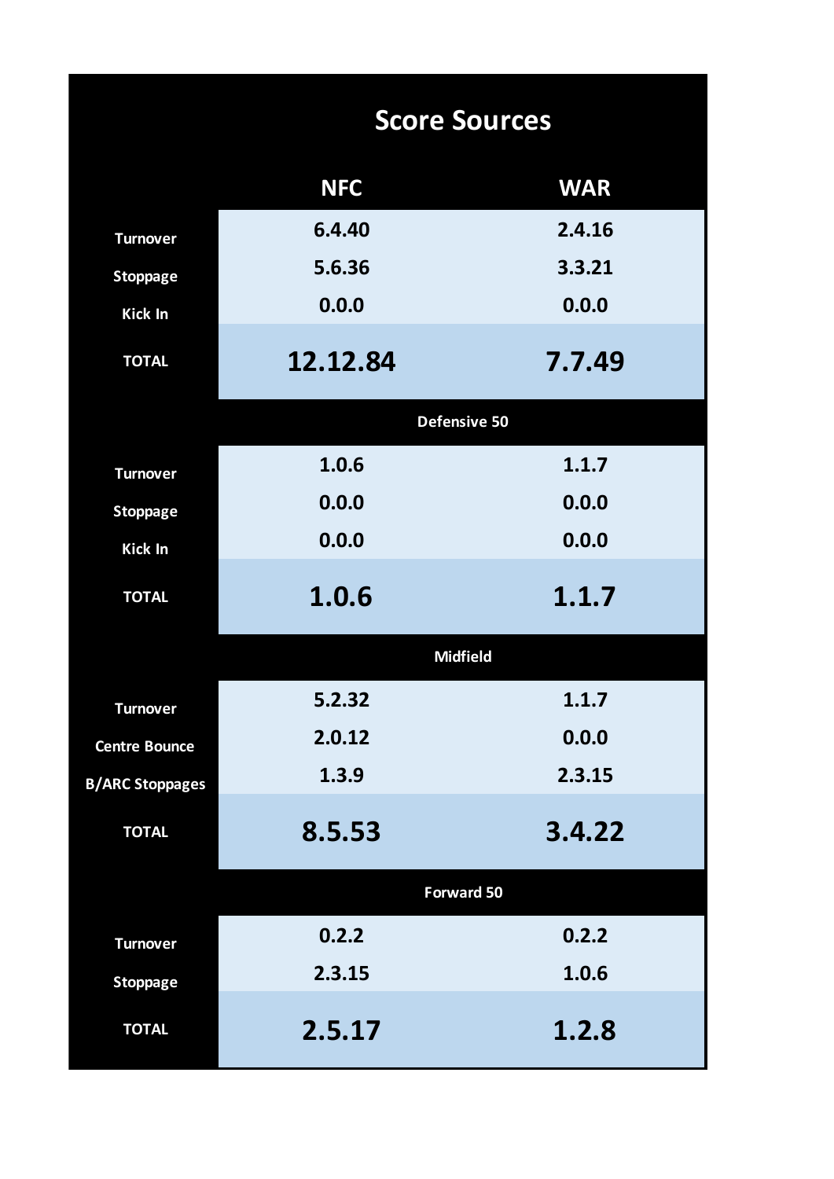# Score Sources

| | NFC | WAR |
|---|---|---|
| Turnover | 6.4.40 | 2.4.16 |
| Stoppage | 5.6.36 | 3.3.21 |
| Kick In | 0.0.0 | 0.0.0 |
| **TOTAL** | **12.12.84** | **7.7.49** |
| **Defensive 50** | | |
| Turnover | 1.0.6 | 1.1.7 |
| Stoppage | 0.0.0 | 0.0.0 |
| Kick In | 0.0.0 | 0.0.0 |
| **TOTAL** | **1.0.6** | **1.1.7** |
| **Midfield** | | |
| Turnover | 5.2.32 | 1.1.7 |
| Centre Bounce | 2.0.12 | 0.0.0 |
| B/ARC Stoppages | 1.3.9 | 2.3.15 |
| **TOTAL** | **8.5.53** | **3.4.22** |
| **Forward 50** | | |
| Turnover | 0.2.2 | 0.2.2 |
| Stoppage | 2.3.15 | 1.0.6 |
| **TOTAL** | **2.5.17** | **1.2.8** |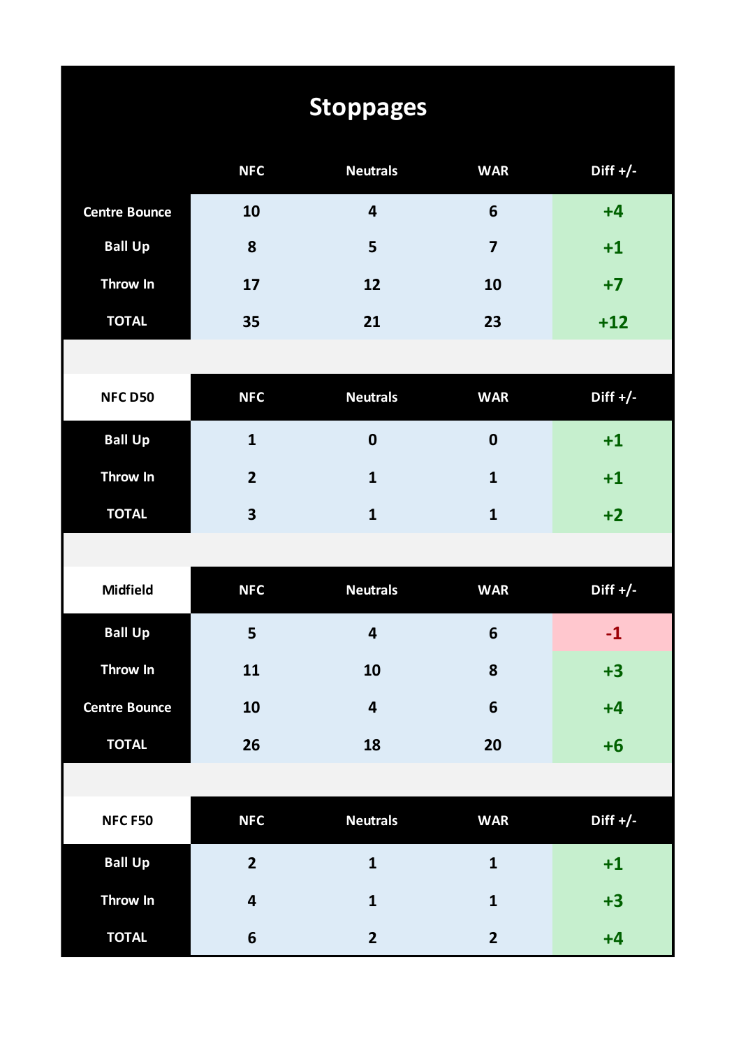# Stoppages

| | NFC | Neutrals | WAR | Diff +/- |
|---|---|---|---|---|
| Centre Bounce | 10 | 4 | 6 | +4 |
| Ball Up | 8 | 5 | 7 | +1 |
| Throw In | 17 | 12 | 10 | +7 |
| TOTAL | 35 | 21 | 23 | +12 |

| NFC D50 | NFC | Neutrals | WAR | Diff +/- |
|---|---|---|---|---|
| Ball Up | 1 | 0 | 0 | +1 |
| Throw In | 2 | 1 | 1 | +1 |
| TOTAL | 3 | 1 | 1 | +2 |

| Midfield | NFC | Neutrals | WAR | Diff +/- |
|---|---|---|---|---|
| Ball Up | 5 | 4 | 6 | -1 |
| Throw In | 11 | 10 | 8 | +3 |
| Centre Bounce | 10 | 4 | 6 | +4 |
| TOTAL | 26 | 18 | 20 | +6 |

| NFC F50 | NFC | Neutrals | WAR | Diff +/- |
|---|---|---|---|---|
| Ball Up | 2 | 1 | 1 | +1 |
| Throw In | 4 | 1 | 1 | +3 |
| TOTAL | 6 | 2 | 2 | +4 |